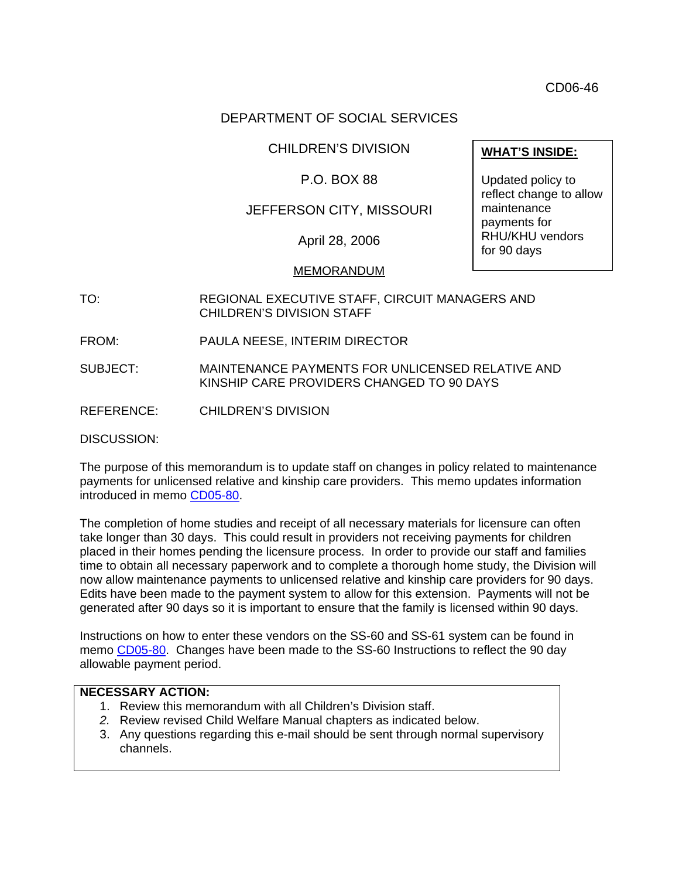CD06-46

DEPARTMENT OF SOCIAL SERVICES

CHILDREN'S DIVISION

P.O. BOX 88

JEFFERSON CITY, MISSOURI

April 28, 2006

MEMORANDUM

> **WHAT'S INSIDE:**
>
> Updated policy to reflect change to allow maintenance payments for RHU/KHU vendors for 90 days

TO: REGIONAL EXECUTIVE STAFF, CIRCUIT MANAGERS AND CHILDREN'S DIVISION STAFF

FROM: PAULA NEESE, INTERIM DIRECTOR

SUBJECT: MAINTENANCE PAYMENTS FOR UNLICENSED RELATIVE AND KINSHIP CARE PROVIDERS CHANGED TO 90 DAYS

REFERENCE: CHILDREN'S DIVISION

DISCUSSION:

The purpose of this memorandum is to update staff on changes in policy related to maintenance payments for unlicensed relative and kinship care providers. This memo updates information introduced in memo CD05-80.

The completion of home studies and receipt of all necessary materials for licensure can often take longer than 30 days. This could result in providers not receiving payments for children placed in their homes pending the licensure process. In order to provide our staff and families time to obtain all necessary paperwork and to complete a thorough home study, the Division will now allow maintenance payments to unlicensed relative and kinship care providers for 90 days. Edits have been made to the payment system to allow for this extension. Payments will not be generated after 90 days so it is important to ensure that the family is licensed within 90 days.

Instructions on how to enter these vendors on the SS-60 and SS-61 system can be found in memo CD05-80. Changes have been made to the SS-60 Instructions to reflect the 90 day allowable payment period.

**NECESSARY ACTION:**

1. Review this memorandum with all Children's Division staff.
2. Review revised Child Welfare Manual chapters as indicated below.
3. Any questions regarding this e-mail should be sent through normal supervisory channels.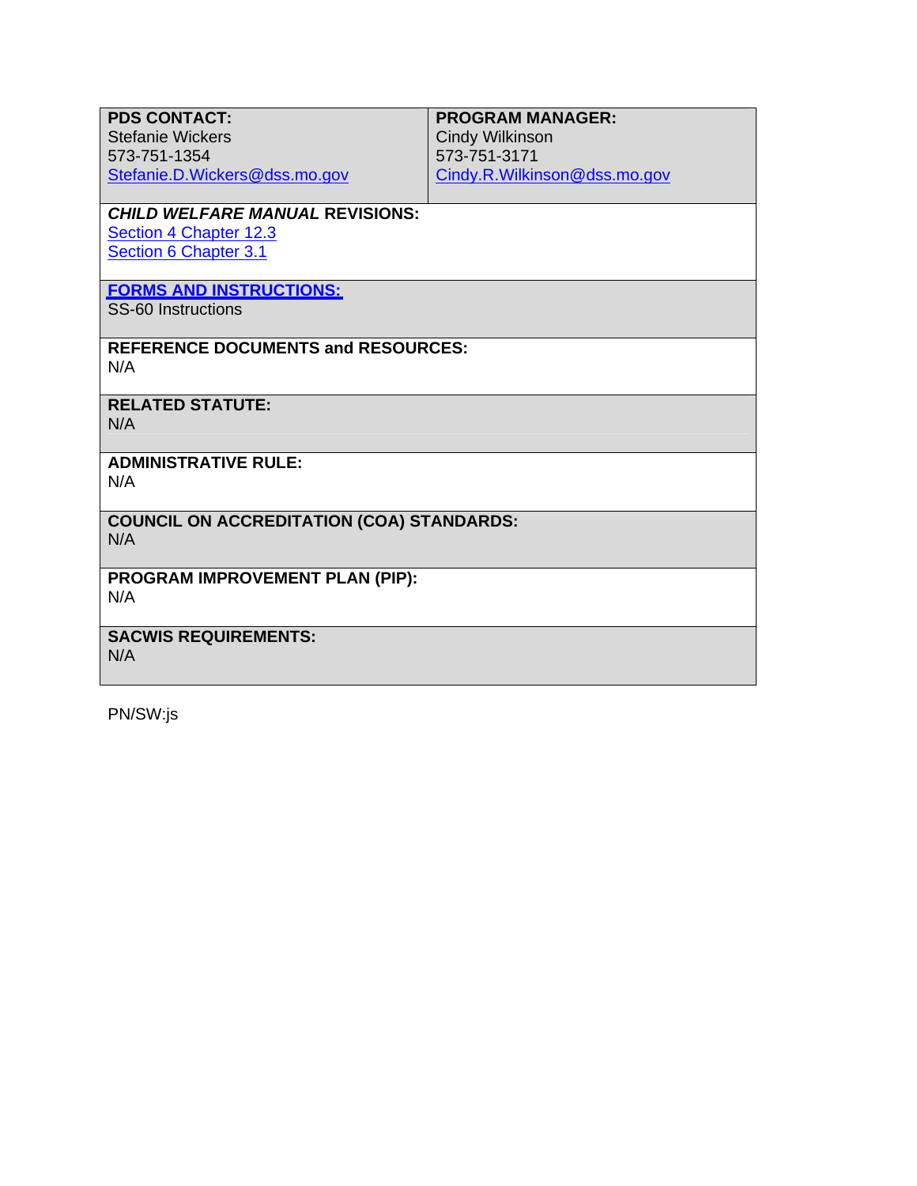| **PDS CONTACT:**<br>Stefanie Wickers<br>573-751-1354<br>Stefanie.D.Wickers@dss.mo.gov | **PROGRAM MANAGER:**<br>Cindy Wilkinson<br>573-751-3171<br>Cindy.R.Wilkinson@dss.mo.gov |
|---|---|

***CHILD WELFARE MANUAL* REVISIONS:**
Section 4 Chapter 12.3
Section 6 Chapter 3.1

**FORMS AND INSTRUCTIONS:**
SS-60 Instructions

**REFERENCE DOCUMENTS and RESOURCES:**
N/A

**RELATED STATUTE:**
N/A

**ADMINISTRATIVE RULE:**
N/A

**COUNCIL ON ACCREDITATION (COA) STANDARDS:**
N/A

**PROGRAM IMPROVEMENT PLAN (PIP):**
N/A

**SACWIS REQUIREMENTS:**
N/A

PN/SW:js